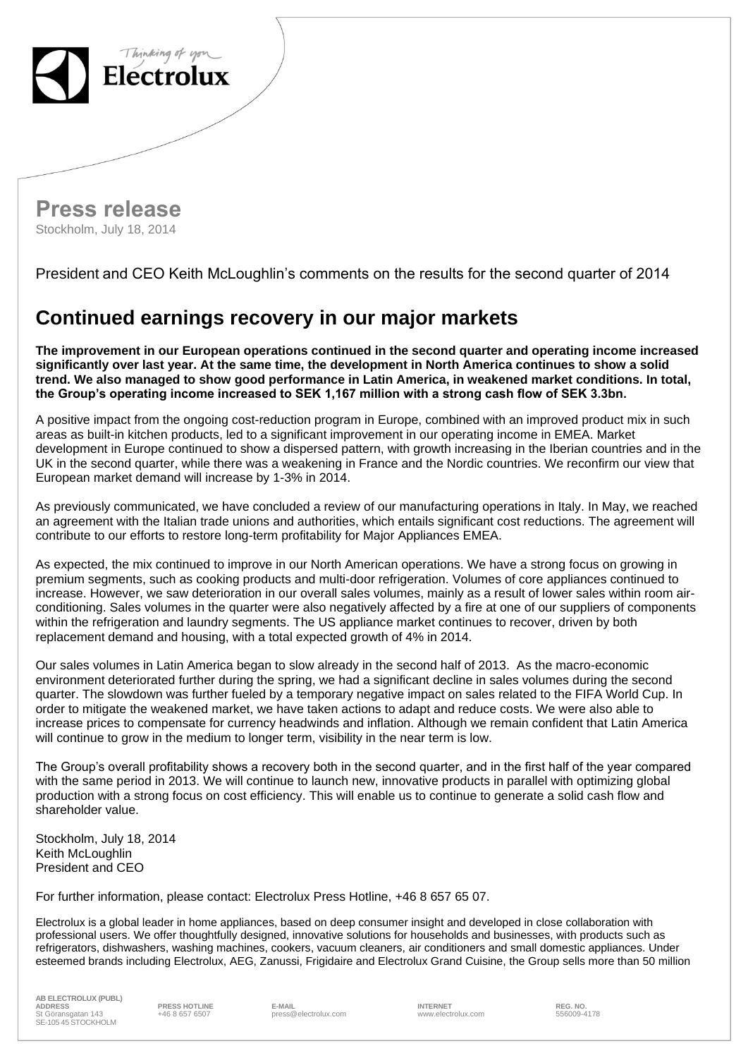# Press release

Stockholm, July 18, 2014

President and CEO Keith McLoughlin's comments on the results for the second quarter of 2014

## Continued earnings recovery in our major markets

**The improvement in our European operations continued in the second quarter and operating income increased significantly over last year. At the same time, the development in North America continues to show a solid trend. We also managed to show good performance in Latin America, in weakened market conditions. In total, the Group's operating income increased to SEK 1,167 million with a strong cash flow of SEK 3.3bn.**

A positive impact from the ongoing cost-reduction program in Europe, combined with an improved product mix in such areas as built-in kitchen products, led to a significant improvement in our operating income in EMEA. Market development in Europe continued to show a dispersed pattern, with growth increasing in the Iberian countries and in the UK in the second quarter, while there was a weakening in France and the Nordic countries. We reconfirm our view that European market demand will increase by 1-3% in 2014.

As previously communicated, we have concluded a review of our manufacturing operations in Italy. In May, we reached an agreement with the Italian trade unions and authorities, which entails significant cost reductions. The agreement will contribute to our efforts to restore long-term profitability for Major Appliances EMEA.

As expected, the mix continued to improve in our North American operations. We have a strong focus on growing in premium segments, such as cooking products and multi-door refrigeration. Volumes of core appliances continued to increase. However, we saw deterioration in our overall sales volumes, mainly as a result of lower sales within room air-conditioning. Sales volumes in the quarter were also negatively affected by a fire at one of our suppliers of components within the refrigeration and laundry segments. The US appliance market continues to recover, driven by both replacement demand and housing, with a total expected growth of 4% in 2014.

Our sales volumes in Latin America began to slow already in the second half of 2013. As the macro-economic environment deteriorated further during the spring, we had a significant decline in sales volumes during the second quarter. The slowdown was further fueled by a temporary negative impact on sales related to the FIFA World Cup. In order to mitigate the weakened market, we have taken actions to adapt and reduce costs. We were also able to increase prices to compensate for currency headwinds and inflation. Although we remain confident that Latin America will continue to grow in the medium to longer term, visibility in the near term is low.

The Group's overall profitability shows a recovery both in the second quarter, and in the first half of the year compared with the same period in 2013. We will continue to launch new, innovative products in parallel with optimizing global production with a strong focus on cost efficiency. This will enable us to continue to generate a solid cash flow and shareholder value.

Stockholm, July 18, 2014
Keith McLoughlin
President and CEO

For further information, please contact: Electrolux Press Hotline, +46 8 657 65 07.

Electrolux is a global leader in home appliances, based on deep consumer insight and developed in close collaboration with professional users. We offer thoughtfully designed, innovative solutions for households and businesses, with products such as refrigerators, dishwashers, washing machines, cookers, vacuum cleaners, air conditioners and small domestic appliances. Under esteemed brands including Electrolux, AEG, Zanussi, Frigidaire and Electrolux Grand Cuisine, the Group sells more than 50 million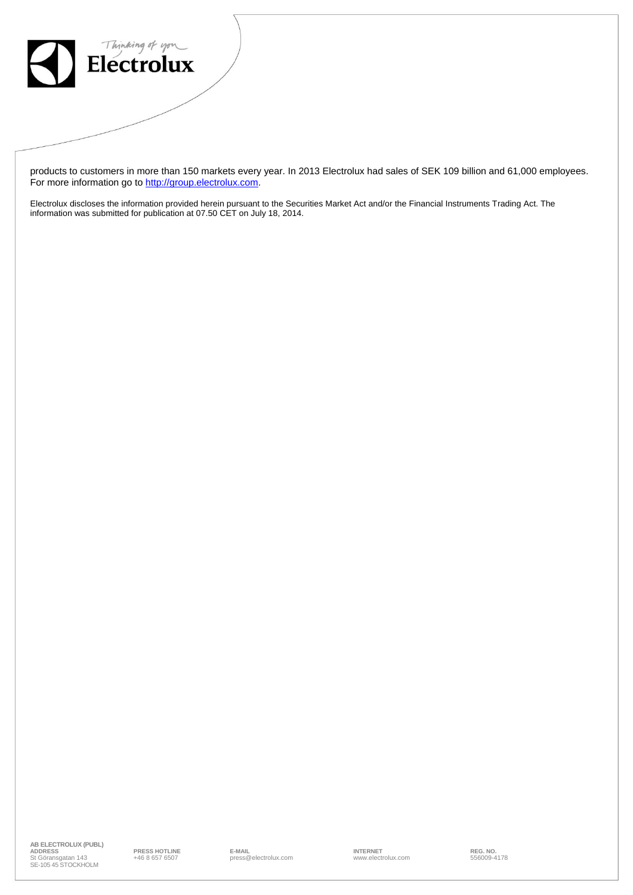products to customers in more than 150 markets every year. In 2013 Electrolux had sales of SEK 109 billion and 61,000 employees. For more information go to http://group.electrolux.com.

Electrolux discloses the information provided herein pursuant to the Securities Market Act and/or the Financial Instruments Trading Act. The information was submitted for publication at 07.50 CET on July 18, 2014.